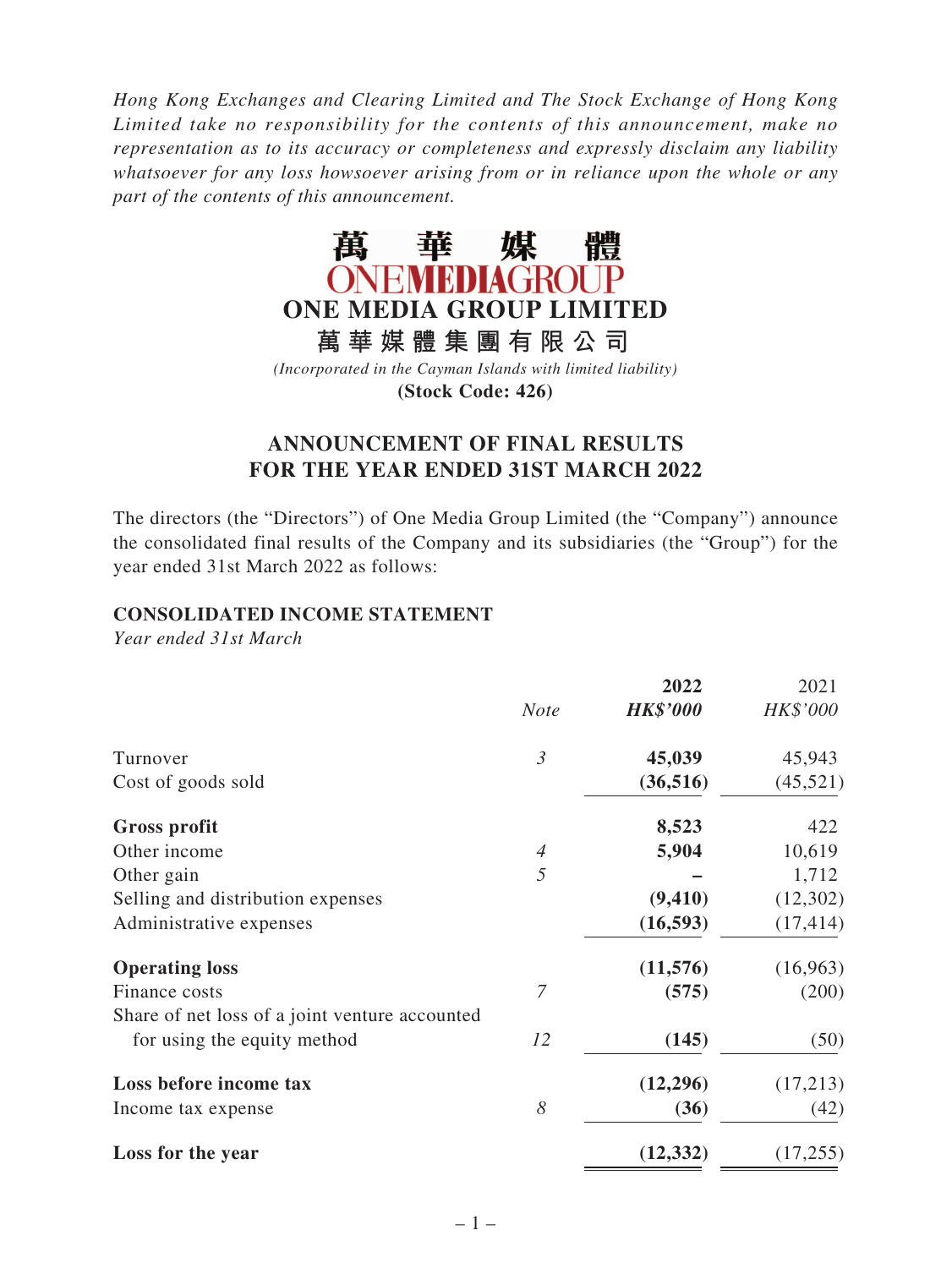*Hong Kong Exchanges and Clearing Limited and The Stock Exchange of Hong Kong Limited take no responsibility for the contents of this announcement, make no representation as to its accuracy or completeness and expressly disclaim any liability whatsoever for any loss howsoever arising from or in reliance upon the whole or any part of the contents of this announcement.*

萬　華　媒　體

ONEMEDIAGROUP

**ONE MEDIA GROUP LIMITED**

**萬華媒體集團有限公司**

*(Incorporated in the Cayman Islands with limited liability)*

**(Stock Code: 426)**

## ANNOUNCEMENT OF FINAL RESULTS FOR THE YEAR ENDED 31ST MARCH 2022

The directors (the "Directors") of One Media Group Limited (the "Company") announce the consolidated final results of the Company and its subsidiaries (the "Group") for the year ended 31st March 2022 as follows:

### CONSOLIDATED INCOME STATEMENT

*Year ended 31st March*

| | *Note* | **2022** *HK$'000* | 2021 *HK$'000* |
|---|---|---|---|
| Turnover | *3* | **45,039** | 45,943 |
| Cost of goods sold | | **(36,516)** | (45,521) |
| **Gross profit** | | **8,523** | 422 |
| Other income | *4* | **5,904** | 10,619 |
| Other gain | *5* | **–** | 1,712 |
| Selling and distribution expenses | | **(9,410)** | (12,302) |
| Administrative expenses | | **(16,593)** | (17,414) |
| **Operating loss** | | **(11,576)** | (16,963) |
| Finance costs | *7* | **(575)** | (200) |
| Share of net loss of a joint venture accounted for using the equity method | *12* | **(145)** | (50) |
| **Loss before income tax** | | **(12,296)** | (17,213) |
| Income tax expense | *8* | **(36)** | (42) |
| **Loss for the year** | | **(12,332)** | (17,255) |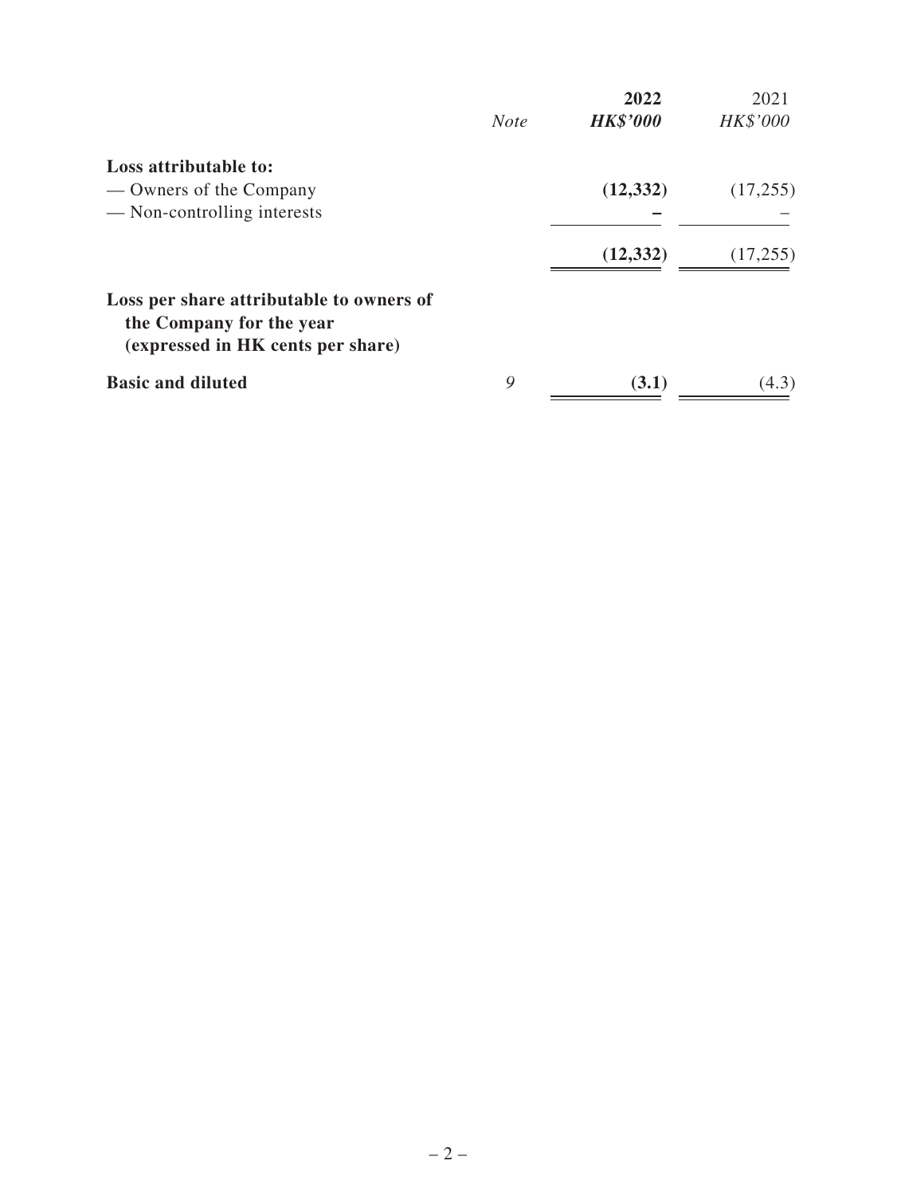| | *Note* | **2022** | 2021 |
|---|---|---|---|
| | | ***HK$'000*** | *HK$'000* |
| **Loss attributable to:** | | | |
| — Owners of the Company | | **(12,332)** | (17,255) |
| — Non-controlling interests | | **–** | – |
| | | **(12,332)** | (17,255) |
| **Loss per share attributable to owners of the Company for the year (expressed in HK cents per share)** | | | |
| **Basic and diluted** | *9* | **(3.1)** | (4.3) |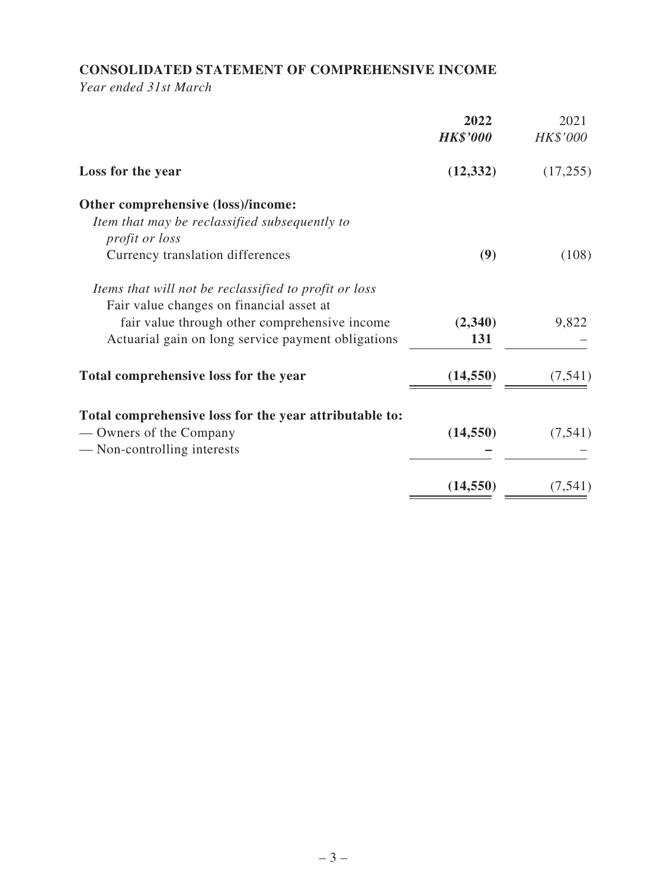## CONSOLIDATED STATEMENT OF COMPREHENSIVE INCOME

*Year ended 31st March*

| | **2022** | 2021 |
|---|---|---|
| | ***HK$'000*** | *HK$'000* |
| **Loss for the year** | **(12,332)** | (17,255) |
| **Other comprehensive (loss)/income:** | | |
| *Item that may be reclassified subsequently to profit or loss* | | |
| Currency translation differences | **(9)** | (108) |
| *Items that will not be reclassified to profit or loss* | | |
| Fair value changes on financial asset at fair value through other comprehensive income | **(2,340)** | 9,822 |
| Actuarial gain on long service payment obligations | **131** | – |
| **Total comprehensive loss for the year** | **(14,550)** | (7,541) |
| **Total comprehensive loss for the year attributable to:** | | |
| — Owners of the Company | **(14,550)** | (7,541) |
| — Non-controlling interests | **–** | – |
| | **(14,550)** | (7,541) |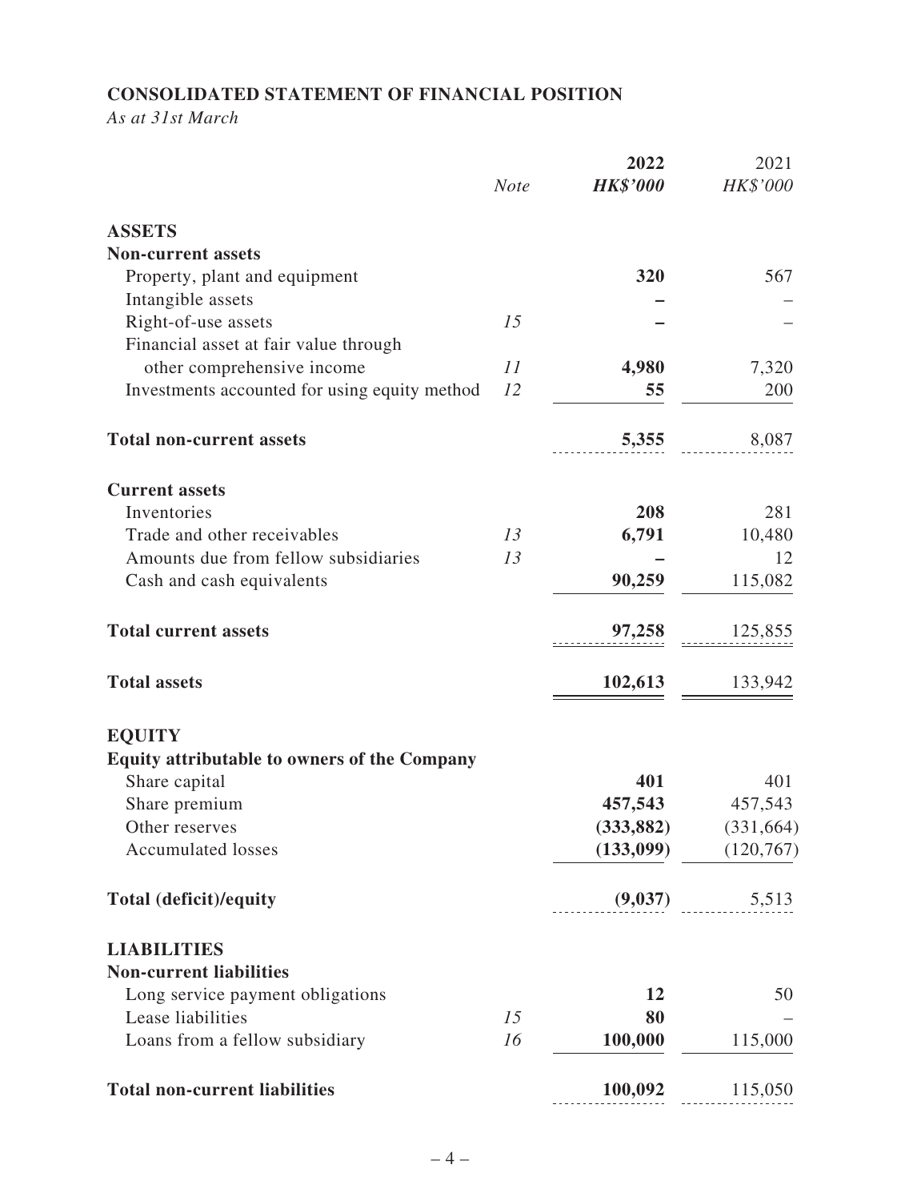## CONSOLIDATED STATEMENT OF FINANCIAL POSITION

*As at 31st March*

| | Note | 2022 HK$'000 | 2021 HK$'000 |
|---|---|---|---|
| **ASSETS** | | | |
| **Non-current assets** | | | |
| Property, plant and equipment | | **320** | 567 |
| Intangible assets | | **–** | – |
| Right-of-use assets | 15 | **–** | – |
| Financial asset at fair value through other comprehensive income | 11 | **4,980** | 7,320 |
| Investments accounted for using equity method | 12 | **55** | 200 |
| **Total non-current assets** | | **5,355** | 8,087 |
| **Current assets** | | | |
| Inventories | | **208** | 281 |
| Trade and other receivables | 13 | **6,791** | 10,480 |
| Amounts due from fellow subsidiaries | 13 | **–** | 12 |
| Cash and cash equivalents | | **90,259** | 115,082 |
| **Total current assets** | | **97,258** | 125,855 |
| **Total assets** | | **102,613** | 133,942 |
| **EQUITY** | | | |
| **Equity attributable to owners of the Company** | | | |
| Share capital | | **401** | 401 |
| Share premium | | **457,543** | 457,543 |
| Other reserves | | **(333,882)** | (331,664) |
| Accumulated losses | | **(133,099)** | (120,767) |
| **Total (deficit)/equity** | | **(9,037)** | 5,513 |
| **LIABILITIES** | | | |
| **Non-current liabilities** | | | |
| Long service payment obligations | | **12** | 50 |
| Lease liabilities | 15 | **80** | – |
| Loans from a fellow subsidiary | 16 | **100,000** | 115,000 |
| **Total non-current liabilities** | | **100,092** | 115,050 |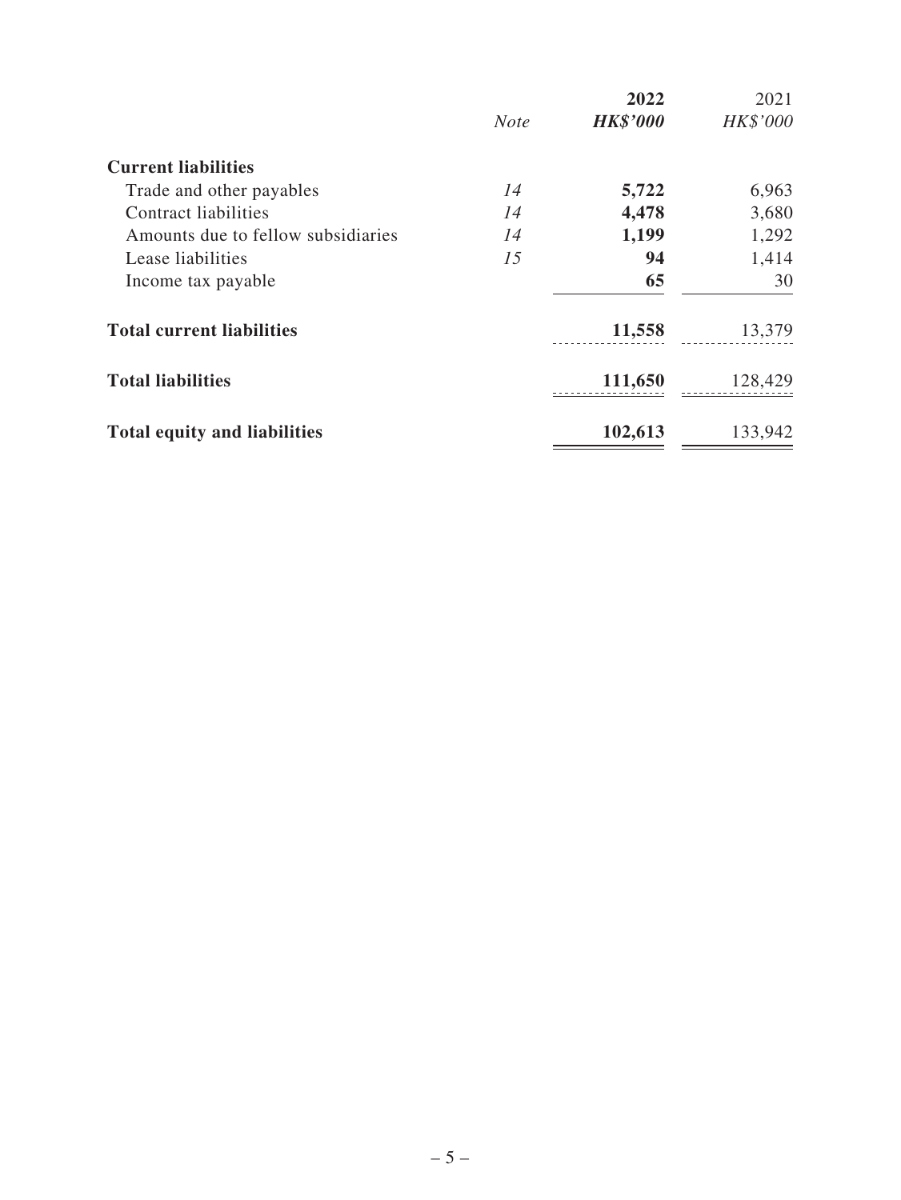| | Note | 2022 HK$'000 | 2021 HK$'000 |
|---|---|---|---|
| **Current liabilities** | | | |
| Trade and other payables | 14 | **5,722** | 6,963 |
| Contract liabilities | 14 | **4,478** | 3,680 |
| Amounts due to fellow subsidiaries | 14 | **1,199** | 1,292 |
| Lease liabilities | 15 | **94** | 1,414 |
| Income tax payable | | **65** | 30 |
| **Total current liabilities** | | **11,558** | 13,379 |
| **Total liabilities** | | **111,650** | 128,429 |
| **Total equity and liabilities** | | **102,613** | 133,942 |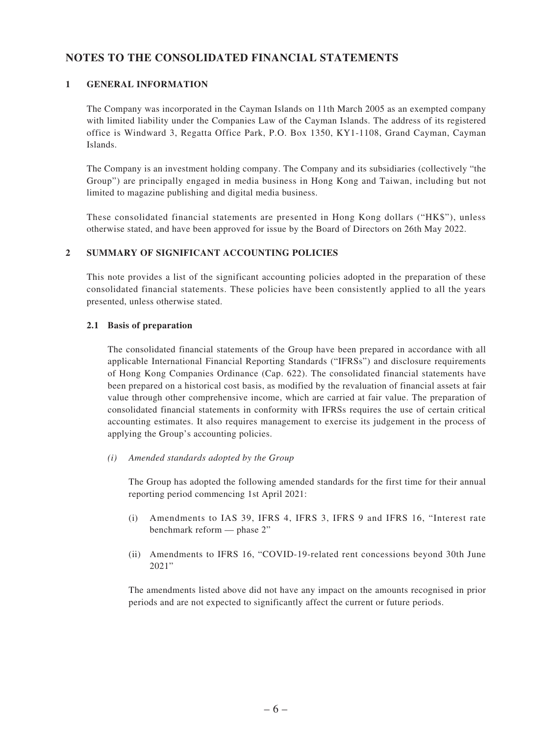# NOTES TO THE CONSOLIDATED FINANCIAL STATEMENTS

## 1 GENERAL INFORMATION

The Company was incorporated in the Cayman Islands on 11th March 2005 as an exempted company with limited liability under the Companies Law of the Cayman Islands. The address of its registered office is Windward 3, Regatta Office Park, P.O. Box 1350, KY1-1108, Grand Cayman, Cayman Islands.

The Company is an investment holding company. The Company and its subsidiaries (collectively "the Group") are principally engaged in media business in Hong Kong and Taiwan, including but not limited to magazine publishing and digital media business.

These consolidated financial statements are presented in Hong Kong dollars ("HK$"), unless otherwise stated, and have been approved for issue by the Board of Directors on 26th May 2022.

## 2 SUMMARY OF SIGNIFICANT ACCOUNTING POLICIES

This note provides a list of the significant accounting policies adopted in the preparation of these consolidated financial statements. These policies have been consistently applied to all the years presented, unless otherwise stated.

### 2.1 Basis of preparation

The consolidated financial statements of the Group have been prepared in accordance with all applicable International Financial Reporting Standards ("IFRSs") and disclosure requirements of Hong Kong Companies Ordinance (Cap. 622). The consolidated financial statements have been prepared on a historical cost basis, as modified by the revaluation of financial assets at fair value through other comprehensive income, which are carried at fair value. The preparation of consolidated financial statements in conformity with IFRSs requires the use of certain critical accounting estimates. It also requires management to exercise its judgement in the process of applying the Group's accounting policies.

*(i) Amended standards adopted by the Group*

The Group has adopted the following amended standards for the first time for their annual reporting period commencing 1st April 2021:

(i) Amendments to IAS 39, IFRS 4, IFRS 3, IFRS 9 and IFRS 16, "Interest rate benchmark reform — phase 2"

(ii) Amendments to IFRS 16, "COVID-19-related rent concessions beyond 30th June 2021"

The amendments listed above did not have any impact on the amounts recognised in prior periods and are not expected to significantly affect the current or future periods.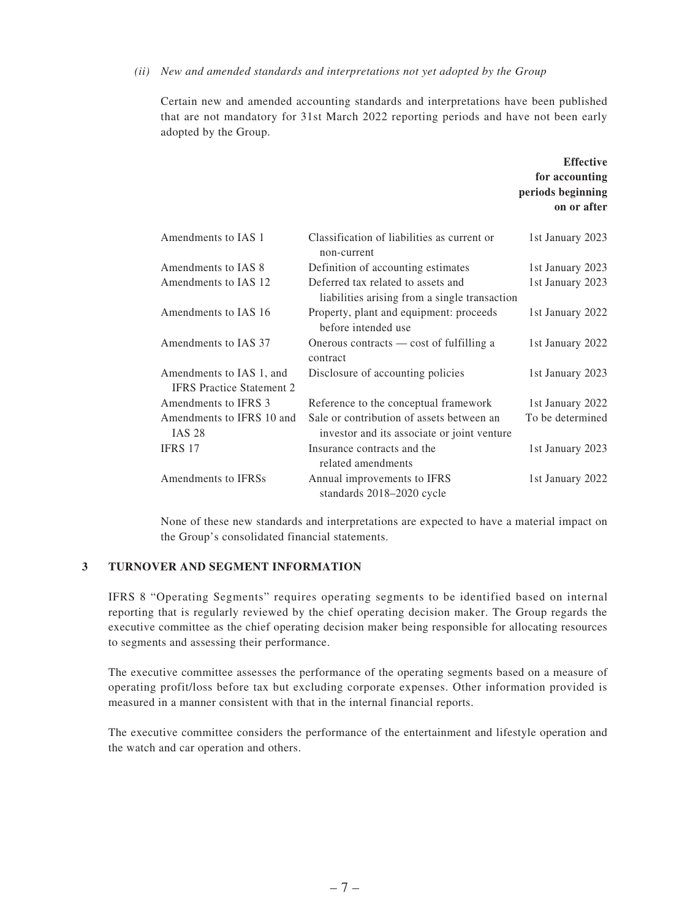*(ii) New and amended standards and interpretations not yet adopted by the Group*

Certain new and amended accounting standards and interpretations have been published that are not mandatory for 31st March 2022 reporting periods and have not been early adopted by the Group.

| | | **Effective for accounting periods beginning on or after** |
|---|---|---|
| Amendments to IAS 1 | Classification of liabilities as current or non-current | 1st January 2023 |
| Amendments to IAS 8 | Definition of accounting estimates | 1st January 2023 |
| Amendments to IAS 12 | Deferred tax related to assets and liabilities arising from a single transaction | 1st January 2023 |
| Amendments to IAS 16 | Property, plant and equipment: proceeds before intended use | 1st January 2022 |
| Amendments to IAS 37 | Onerous contracts — cost of fulfilling a contract | 1st January 2022 |
| Amendments to IAS 1, and IFRS Practice Statement 2 | Disclosure of accounting policies | 1st January 2023 |
| Amendments to IFRS 3 | Reference to the conceptual framework | 1st January 2022 |
| Amendments to IFRS 10 and IAS 28 | Sale or contribution of assets between an investor and its associate or joint venture | To be determined |
| IFRS 17 | Insurance contracts and the related amendments | 1st January 2023 |
| Amendments to IFRSs | Annual improvements to IFRS standards 2018–2020 cycle | 1st January 2022 |

None of these new standards and interpretations are expected to have a material impact on the Group's consolidated financial statements.

## 3 TURNOVER AND SEGMENT INFORMATION

IFRS 8 "Operating Segments" requires operating segments to be identified based on internal reporting that is regularly reviewed by the chief operating decision maker. The Group regards the executive committee as the chief operating decision maker being responsible for allocating resources to segments and assessing their performance.

The executive committee assesses the performance of the operating segments based on a measure of operating profit/loss before tax but excluding corporate expenses. Other information provided is measured in a manner consistent with that in the internal financial reports.

The executive committee considers the performance of the entertainment and lifestyle operation and the watch and car operation and others.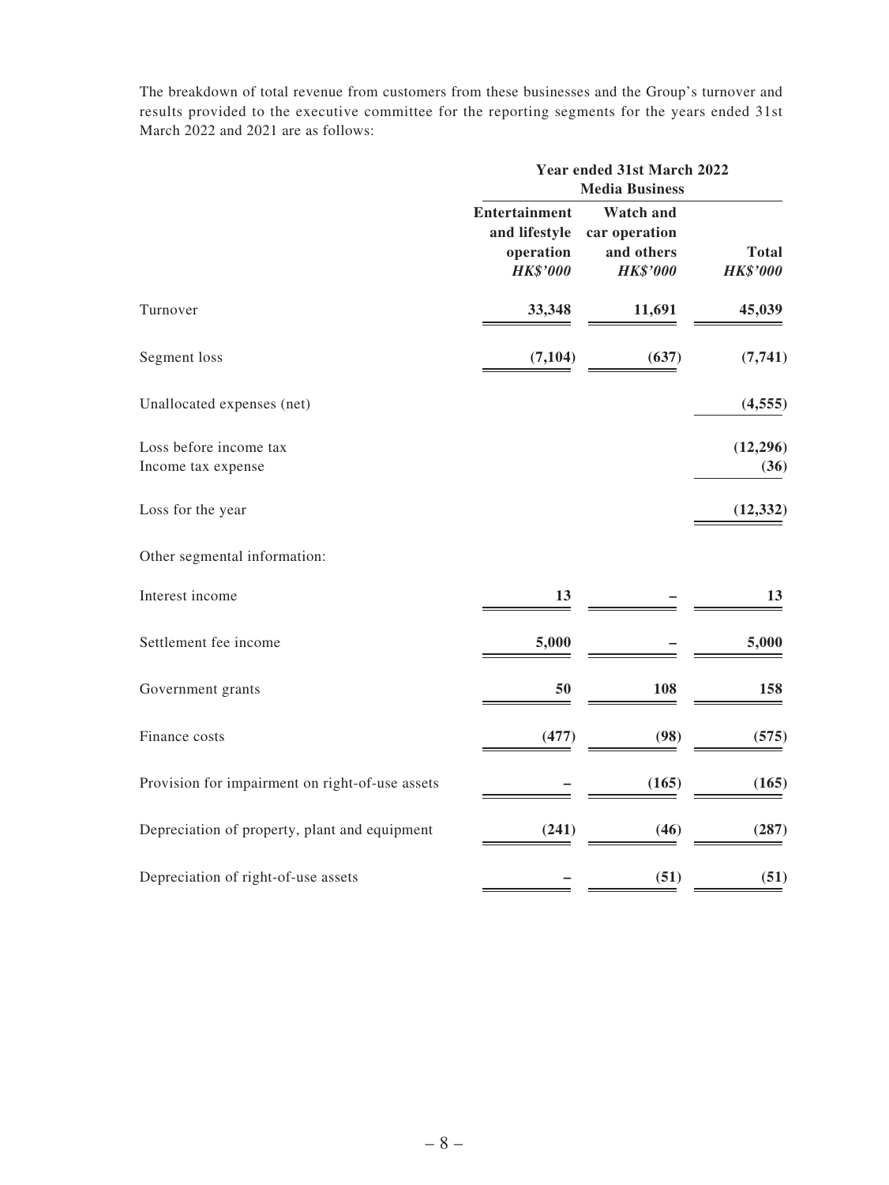The breakdown of total revenue from customers from these businesses and the Group's turnover and results provided to the executive committee for the reporting segments for the years ended 31st March 2022 and 2021 are as follows:

| | Year ended 31st March 2022 | | |
|---|---|---|---|
| | Media Business | | |
| | Entertainment and lifestyle operation *HK$'000* | Watch and car operation and others *HK$'000* | Total *HK$'000* |
| Turnover | **33,348** | **11,691** | **45,039** |
| Segment loss | **(7,104)** | **(637)** | **(7,741)** |
| Unallocated expenses (net) | | | **(4,555)** |
| Loss before income tax | | | **(12,296)** |
| Income tax expense | | | **(36)** |
| Loss for the year | | | **(12,332)** |
| Other segmental information: | | | |
| Interest income | **13** | **–** | **13** |
| Settlement fee income | **5,000** | **–** | **5,000** |
| Government grants | **50** | **108** | **158** |
| Finance costs | **(477)** | **(98)** | **(575)** |
| Provision for impairment on right-of-use assets | **–** | **(165)** | **(165)** |
| Depreciation of property, plant and equipment | **(241)** | **(46)** | **(287)** |
| Depreciation of right-of-use assets | **–** | **(51)** | **(51)** |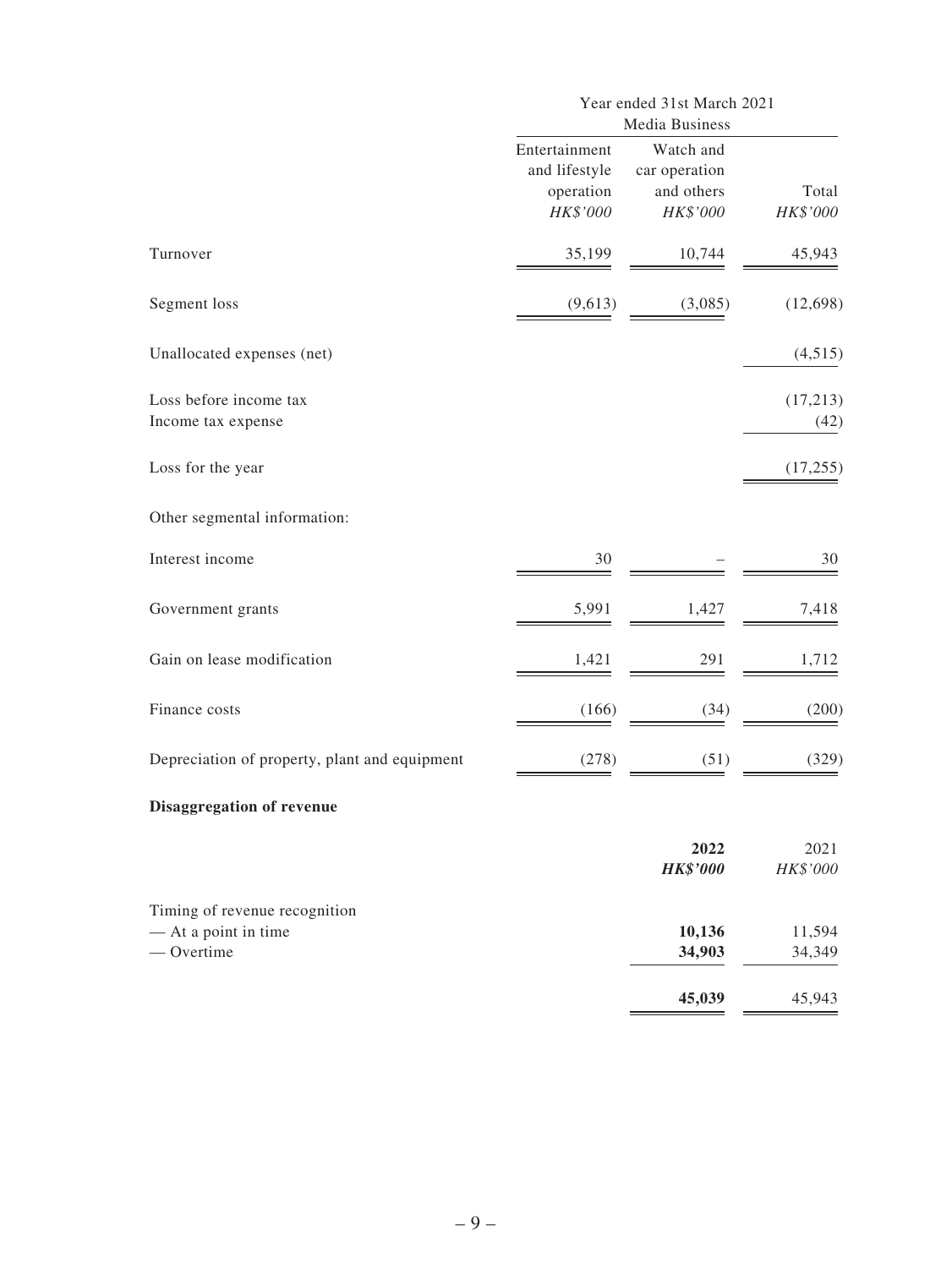| | Year ended 31st March 2021 | | |
|---|---|---|---|
| | Media Business | | |
| | Entertainment and lifestyle operation | Watch and car operation and others | Total |
| | *HK$'000* | *HK$'000* | *HK$'000* |
| Turnover | 35,199 | 10,744 | 45,943 |
| Segment loss | (9,613) | (3,085) | (12,698) |
| Unallocated expenses (net) | | | (4,515) |
| Loss before income tax | | | (17,213) |
| Income tax expense | | | (42) |
| Loss for the year | | | (17,255) |
| Other segmental information: | | | |
| Interest income | 30 | – | 30 |
| Government grants | 5,991 | 1,427 | 7,418 |
| Gain on lease modification | 1,421 | 291 | 1,712 |
| Finance costs | (166) | (34) | (200) |
| Depreciation of property, plant and equipment | (278) | (51) | (329) |

**Disaggregation of revenue**

| | **2022** | 2021 |
|---|---|---|
| | ***HK$'000*** | *HK$'000* |
| Timing of revenue recognition | | |
| — At a point in time | **10,136** | 11,594 |
| — Overtime | **34,903** | 34,349 |
| | **45,039** | 45,943 |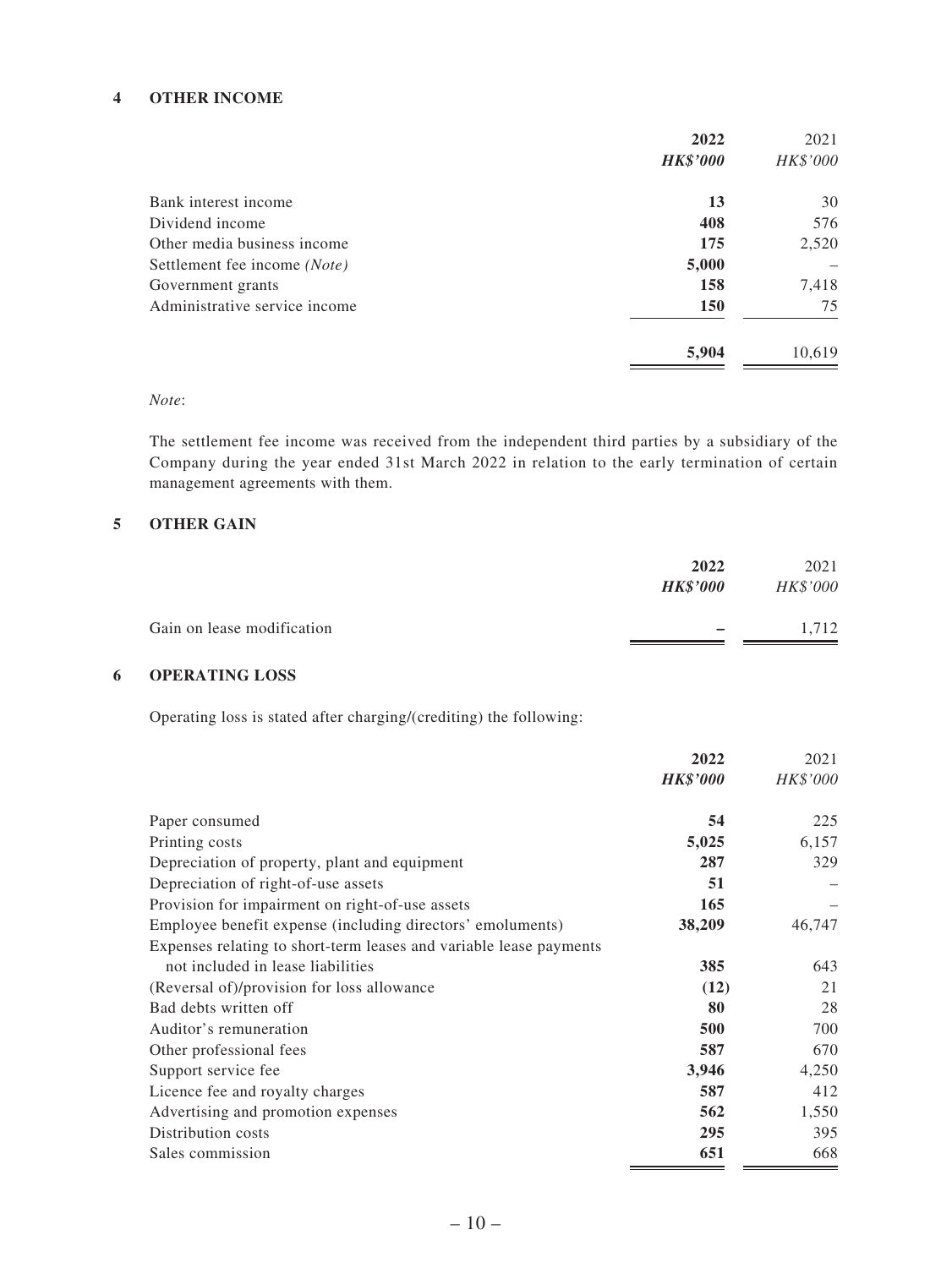## 4 OTHER INCOME

| | **2022** | 2021 |
|---|---|---|
| | ***HK$'000*** | *HK$'000* |
| Bank interest income | **13** | 30 |
| Dividend income | **408** | 576 |
| Other media business income | **175** | 2,520 |
| Settlement fee income *(Note)* | **5,000** | – |
| Government grants | **158** | 7,418 |
| Administrative service income | **150** | 75 |
| | **5,904** | 10,619 |

*Note*:

The settlement fee income was received from the independent third parties by a subsidiary of the Company during the year ended 31st March 2022 in relation to the early termination of certain management agreements with them.

## 5 OTHER GAIN

| | **2022** | 2021 |
|---|---|---|
| | ***HK$'000*** | *HK$'000* |
| Gain on lease modification | **–** | 1,712 |

## 6 OPERATING LOSS

Operating loss is stated after charging/(crediting) the following:

| | **2022** | 2021 |
|---|---|---|
| | ***HK$'000*** | *HK$'000* |
| Paper consumed | **54** | 225 |
| Printing costs | **5,025** | 6,157 |
| Depreciation of property, plant and equipment | **287** | 329 |
| Depreciation of right-of-use assets | **51** | – |
| Provision for impairment on right-of-use assets | **165** | – |
| Employee benefit expense (including directors' emoluments) | **38,209** | 46,747 |
| Expenses relating to short-term leases and variable lease payments not included in lease liabilities | **385** | 643 |
| (Reversal of)/provision for loss allowance | **(12)** | 21 |
| Bad debts written off | **80** | 28 |
| Auditor's remuneration | **500** | 700 |
| Other professional fees | **587** | 670 |
| Support service fee | **3,946** | 4,250 |
| Licence fee and royalty charges | **587** | 412 |
| Advertising and promotion expenses | **562** | 1,550 |
| Distribution costs | **295** | 395 |
| Sales commission | **651** | 668 |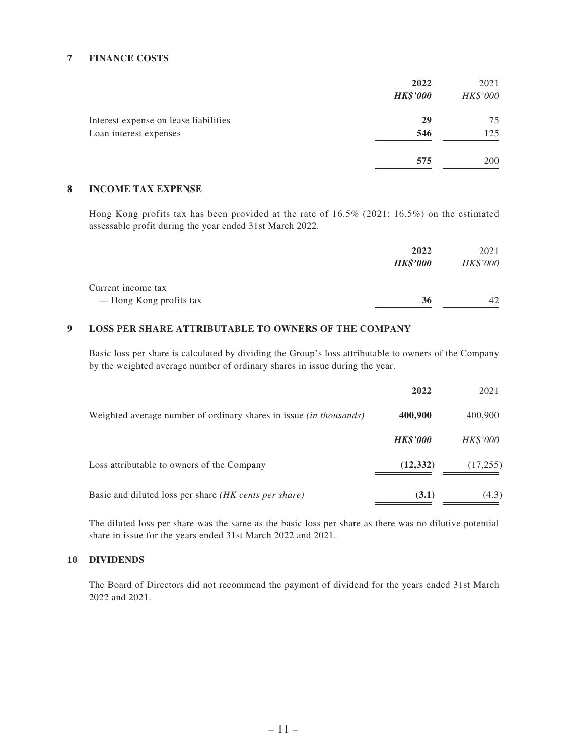## 7 FINANCE COSTS

| | 2022 | 2021 |
|---|---|---|
| | ***HK$'000*** | *HK$'000* |
| Interest expense on lease liabilities | **29** | 75 |
| Loan interest expenses | **546** | 125 |
| | **575** | 200 |

## 8 INCOME TAX EXPENSE

Hong Kong profits tax has been provided at the rate of 16.5% (2021: 16.5%) on the estimated assessable profit during the year ended 31st March 2022.

| | 2022 | 2021 |
|---|---|---|
| | ***HK$'000*** | *HK$'000* |
| Current income tax | | |
| — Hong Kong profits tax | **36** | 42 |

## 9 LOSS PER SHARE ATTRIBUTABLE TO OWNERS OF THE COMPANY

Basic loss per share is calculated by dividing the Group's loss attributable to owners of the Company by the weighted average number of ordinary shares in issue during the year.

| | 2022 | 2021 |
|---|---|---|
| Weighted average number of ordinary shares in issue *(in thousands)* | **400,900** | 400,900 |
| | ***HK$'000*** | *HK$'000* |
| Loss attributable to owners of the Company | **(12,332)** | (17,255) |
| Basic and diluted loss per share *(HK cents per share)* | **(3.1)** | (4.3) |

The diluted loss per share was the same as the basic loss per share as there was no dilutive potential share in issue for the years ended 31st March 2022 and 2021.

## 10 DIVIDENDS

The Board of Directors did not recommend the payment of dividend for the years ended 31st March 2022 and 2021.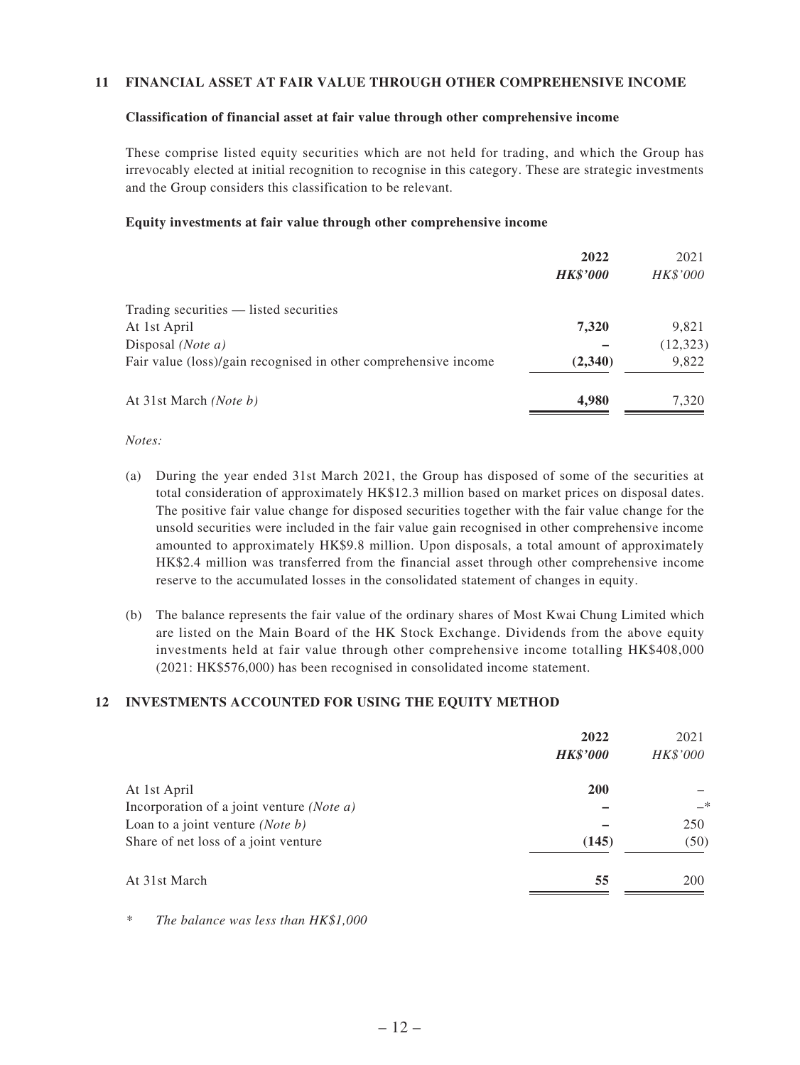## 11 FINANCIAL ASSET AT FAIR VALUE THROUGH OTHER COMPREHENSIVE INCOME

### Classification of financial asset at fair value through other comprehensive income

These comprise listed equity securities which are not held for trading, and which the Group has irrevocably elected at initial recognition to recognise in this category. These are strategic investments and the Group considers this classification to be relevant.

### Equity investments at fair value through other comprehensive income

| | **2022** | 2021 |
|---|---|---|
| | ***HK$'000*** | *HK$'000* |
| Trading securities — listed securities | | |
| At 1st April | **7,320** | 9,821 |
| Disposal *(Note a)* | **–** | (12,323) |
| Fair value (loss)/gain recognised in other comprehensive income | **(2,340)** | 9,822 |
| At 31st March *(Note b)* | **4,980** | 7,320 |

*Notes:*

(a) During the year ended 31st March 2021, the Group has disposed of some of the securities at total consideration of approximately HK$12.3 million based on market prices on disposal dates. The positive fair value change for disposed securities together with the fair value change for the unsold securities were included in the fair value gain recognised in other comprehensive income amounted to approximately HK$9.8 million. Upon disposals, a total amount of approximately HK$2.4 million was transferred from the financial asset through other comprehensive income reserve to the accumulated losses in the consolidated statement of changes in equity.

(b) The balance represents the fair value of the ordinary shares of Most Kwai Chung Limited which are listed on the Main Board of the HK Stock Exchange. Dividends from the above equity investments held at fair value through other comprehensive income totalling HK$408,000 (2021: HK$576,000) has been recognised in consolidated income statement.

## 12 INVESTMENTS ACCOUNTED FOR USING THE EQUITY METHOD

| | **2022** | 2021 |
|---|---|---|
| | ***HK$'000*** | *HK$'000* |
| At 1st April | **200** | – |
| Incorporation of a joint venture *(Note a)* | **–** | –* |
| Loan to a joint venture *(Note b)* | **–** | 250 |
| Share of net loss of a joint venture | **(145)** | (50) |
| At 31st March | **55** | 200 |

\* *The balance was less than HK$1,000*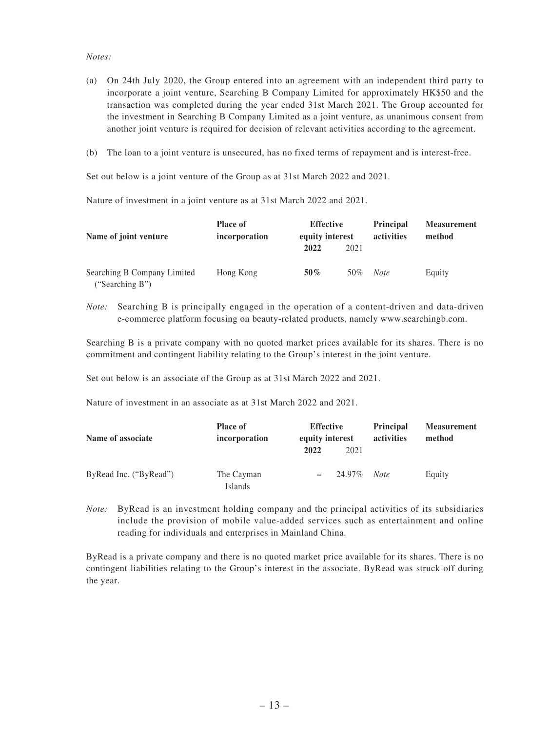*Notes:*

(a) On 24th July 2020, the Group entered into an agreement with an independent third party to incorporate a joint venture, Searching B Company Limited for approximately HK$50 and the transaction was completed during the year ended 31st March 2021. The Group accounted for the investment in Searching B Company Limited as a joint venture, as unanimous consent from another joint venture is required for decision of relevant activities according to the agreement.

(b) The loan to a joint venture is unsecured, has no fixed terms of repayment and is interest-free.

Set out below is a joint venture of the Group as at 31st March 2022 and 2021.

Nature of investment in a joint venture as at 31st March 2022 and 2021.

| Name of joint venture | Place of incorporation | Effective equity interest | | Principal activities | Measurement method |
|---|---|---|---|---|---|
| | | **2022** | 2021 | | |
| Searching B Company Limited ("Searching B") | Hong Kong | **50%** | 50% | *Note* | Equity |

*Note:* Searching B is principally engaged in the operation of a content-driven and data-driven e-commerce platform focusing on beauty-related products, namely www.searchingb.com.

Searching B is a private company with no quoted market prices available for its shares. There is no commitment and contingent liability relating to the Group's interest in the joint venture.

Set out below is an associate of the Group as at 31st March 2022 and 2021.

Nature of investment in an associate as at 31st March 2022 and 2021.

| Name of associate | Place of incorporation | Effective equity interest | | Principal activities | Measurement method |
|---|---|---|---|---|---|
| | | **2022** | 2021 | | |
| ByRead Inc. ("ByRead") | The Cayman Islands | **–** | 24.97% | *Note* | Equity |

*Note:* ByRead is an investment holding company and the principal activities of its subsidiaries include the provision of mobile value-added services such as entertainment and online reading for individuals and enterprises in Mainland China.

ByRead is a private company and there is no quoted market price available for its shares. There is no contingent liabilities relating to the Group's interest in the associate. ByRead was struck off during the year.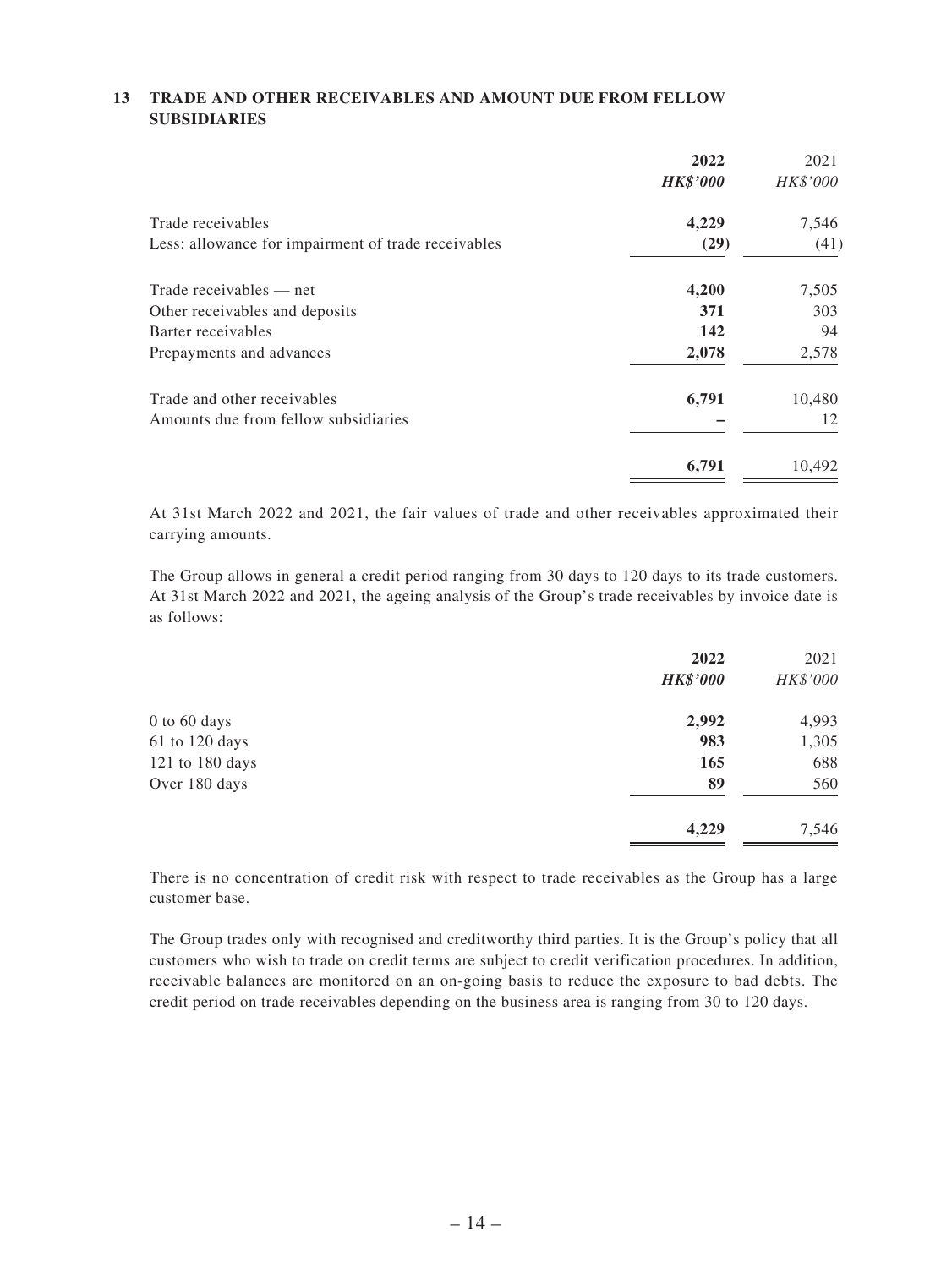## 13 TRADE AND OTHER RECEIVABLES AND AMOUNT DUE FROM FELLOW SUBSIDIARIES

| | 2022 | 2021 |
|---|---|---|
| | ***HK$'000*** | *HK$'000* |
| Trade receivables | **4,229** | 7,546 |
| Less: allowance for impairment of trade receivables | **(29)** | (41) |
| Trade receivables — net | **4,200** | 7,505 |
| Other receivables and deposits | **371** | 303 |
| Barter receivables | **142** | 94 |
| Prepayments and advances | **2,078** | 2,578 |
| Trade and other receivables | **6,791** | 10,480 |
| Amounts due from fellow subsidiaries | **–** | 12 |
| | **6,791** | 10,492 |

At 31st March 2022 and 2021, the fair values of trade and other receivables approximated their carrying amounts.

The Group allows in general a credit period ranging from 30 days to 120 days to its trade customers. At 31st March 2022 and 2021, the ageing analysis of the Group's trade receivables by invoice date is as follows:

| | 2022 | 2021 |
|---|---|---|
| | ***HK$'000*** | *HK$'000* |
| 0 to 60 days | **2,992** | 4,993 |
| 61 to 120 days | **983** | 1,305 |
| 121 to 180 days | **165** | 688 |
| Over 180 days | **89** | 560 |
| | **4,229** | 7,546 |

There is no concentration of credit risk with respect to trade receivables as the Group has a large customer base.

The Group trades only with recognised and creditworthy third parties. It is the Group's policy that all customers who wish to trade on credit terms are subject to credit verification procedures. In addition, receivable balances are monitored on an on-going basis to reduce the exposure to bad debts. The credit period on trade receivables depending on the business area is ranging from 30 to 120 days.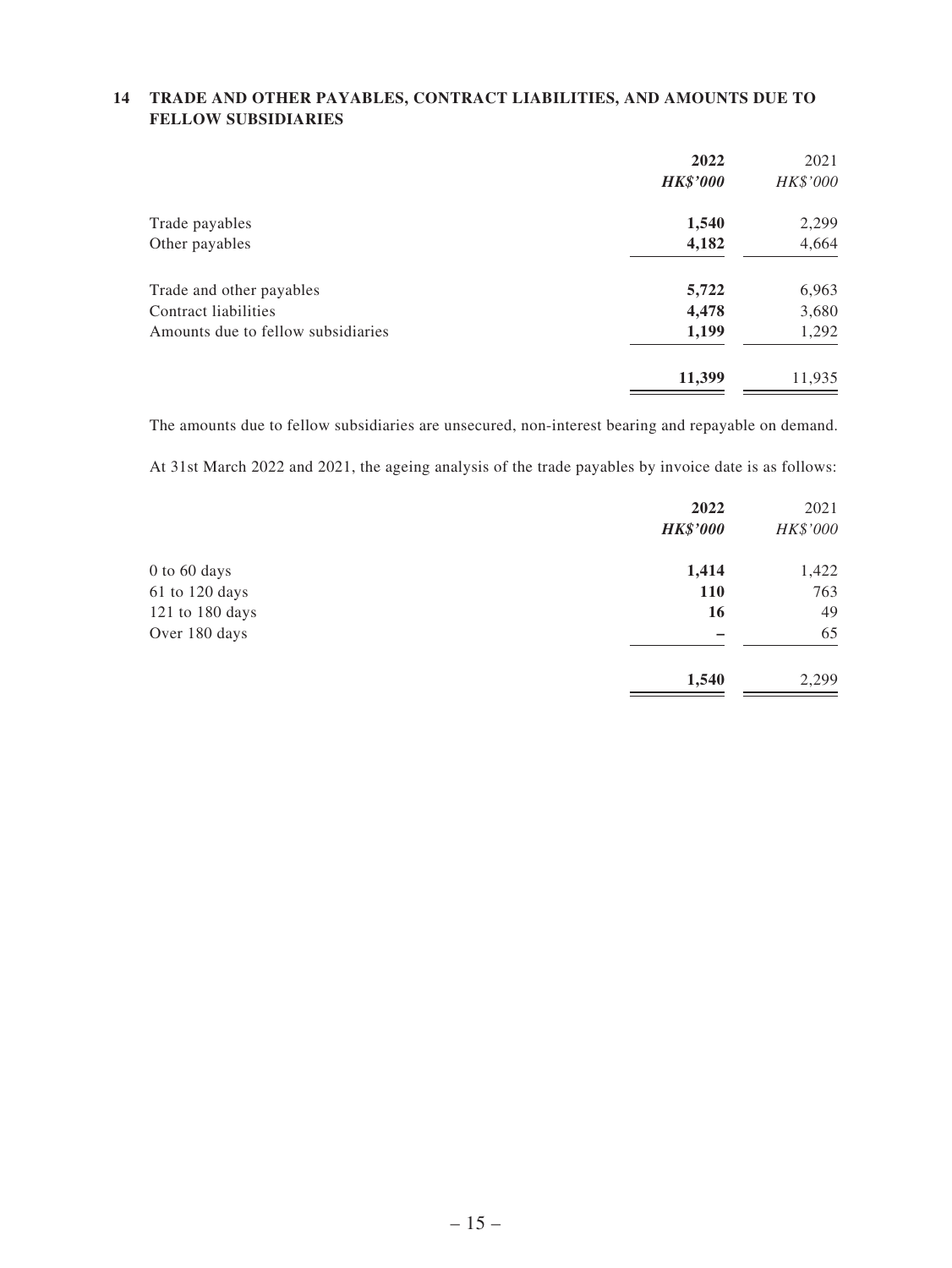## 14 TRADE AND OTHER PAYABLES, CONTRACT LIABILITIES, AND AMOUNTS DUE TO FELLOW SUBSIDIARIES

| | 2022 | 2021 |
|---|---|---|
| | *HK$'000* | *HK$'000* |
| Trade payables | **1,540** | 2,299 |
| Other payables | **4,182** | 4,664 |
| Trade and other payables | **5,722** | 6,963 |
| Contract liabilities | **4,478** | 3,680 |
| Amounts due to fellow subsidiaries | **1,199** | 1,292 |
| | **11,399** | 11,935 |

The amounts due to fellow subsidiaries are unsecured, non-interest bearing and repayable on demand.

At 31st March 2022 and 2021, the ageing analysis of the trade payables by invoice date is as follows:

| | 2022 | 2021 |
|---|---|---|
| | *HK$'000* | *HK$'000* |
| 0 to 60 days | **1,414** | 1,422 |
| 61 to 120 days | **110** | 763 |
| 121 to 180 days | **16** | 49 |
| Over 180 days | **–** | 65 |
| | **1,540** | 2,299 |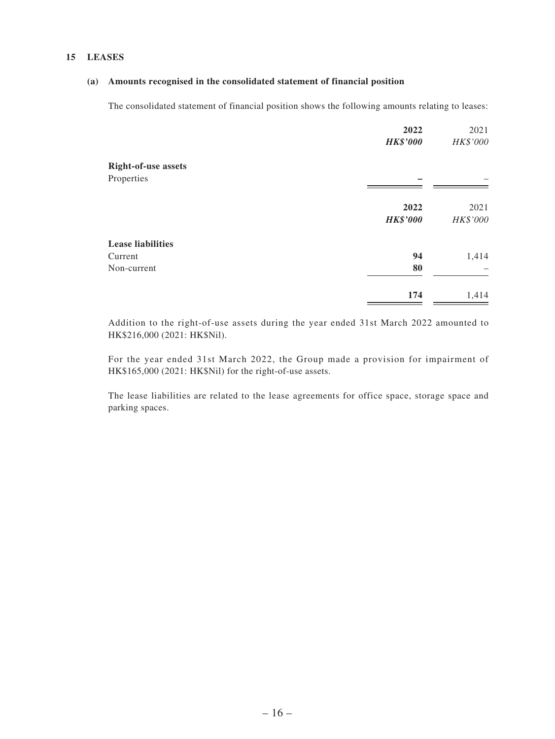## 15 LEASES

### (a) Amounts recognised in the consolidated statement of financial position

The consolidated statement of financial position shows the following amounts relating to leases:

| | **2022** | 2021 |
|---|---|---|
| | ***HK$'000*** | *HK$'000* |
| **Right-of-use assets** | | |
| Properties | **–** | – |

| | **2022** | 2021 |
|---|---|---|
| | ***HK$'000*** | *HK$'000* |
| **Lease liabilities** | | |
| Current | **94** | 1,414 |
| Non-current | **80** | – |
| | **174** | 1,414 |

Addition to the right-of-use assets during the year ended 31st March 2022 amounted to HK$216,000 (2021: HK$Nil).

For the year ended 31st March 2022, the Group made a provision for impairment of HK$165,000 (2021: HK$Nil) for the right-of-use assets.

The lease liabilities are related to the lease agreements for office space, storage space and parking spaces.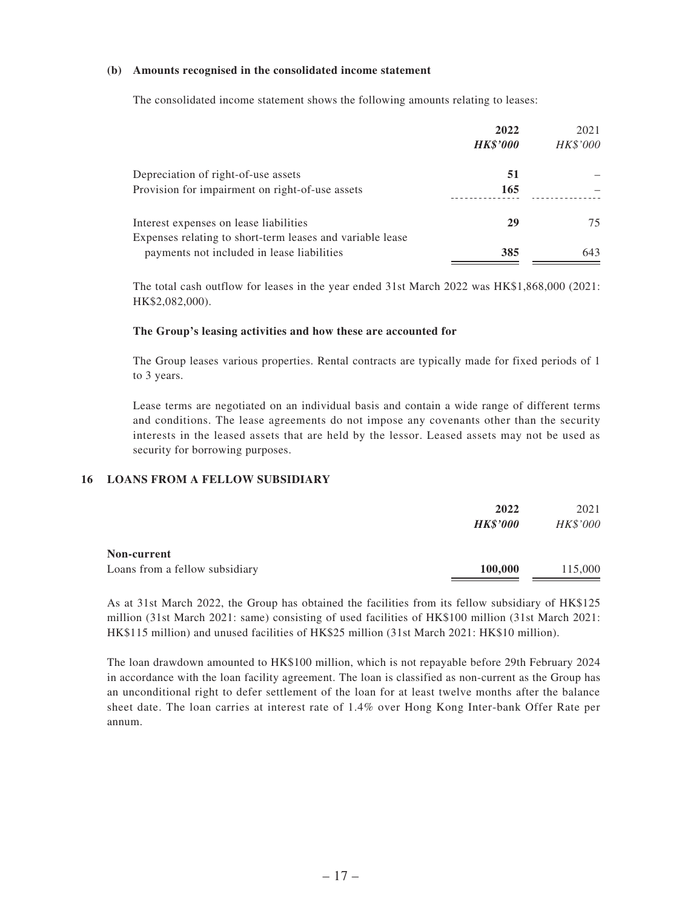**(b) Amounts recognised in the consolidated income statement**

The consolidated income statement shows the following amounts relating to leases:

| | 2022 | 2021 |
|---|---|---|
| | ***HK$'000*** | *HK$'000* |
| Depreciation of right-of-use assets | **51** | – |
| Provision for impairment on right-of-use assets | **165** | – |
| Interest expenses on lease liabilities | **29** | 75 |
| Expenses relating to short-term leases and variable lease payments not included in lease liabilities | **385** | 643 |

The total cash outflow for leases in the year ended 31st March 2022 was HK$1,868,000 (2021: HK$2,082,000).

**The Group's leasing activities and how these are accounted for**

The Group leases various properties. Rental contracts are typically made for fixed periods of 1 to 3 years.

Lease terms are negotiated on an individual basis and contain a wide range of different terms and conditions. The lease agreements do not impose any covenants other than the security interests in the leased assets that are held by the lessor. Leased assets may not be used as security for borrowing purposes.

## 16 LOANS FROM A FELLOW SUBSIDIARY

| | 2022 | 2021 |
|---|---|---|
| | ***HK$'000*** | *HK$'000* |
| **Non-current** | | |
| Loans from a fellow subsidiary | **100,000** | 115,000 |

As at 31st March 2022, the Group has obtained the facilities from its fellow subsidiary of HK$125 million (31st March 2021: same) consisting of used facilities of HK$100 million (31st March 2021: HK$115 million) and unused facilities of HK$25 million (31st March 2021: HK$10 million).

The loan drawdown amounted to HK$100 million, which is not repayable before 29th February 2024 in accordance with the loan facility agreement. The loan is classified as non-current as the Group has an unconditional right to defer settlement of the loan for at least twelve months after the balance sheet date. The loan carries at interest rate of 1.4% over Hong Kong Inter-bank Offer Rate per annum.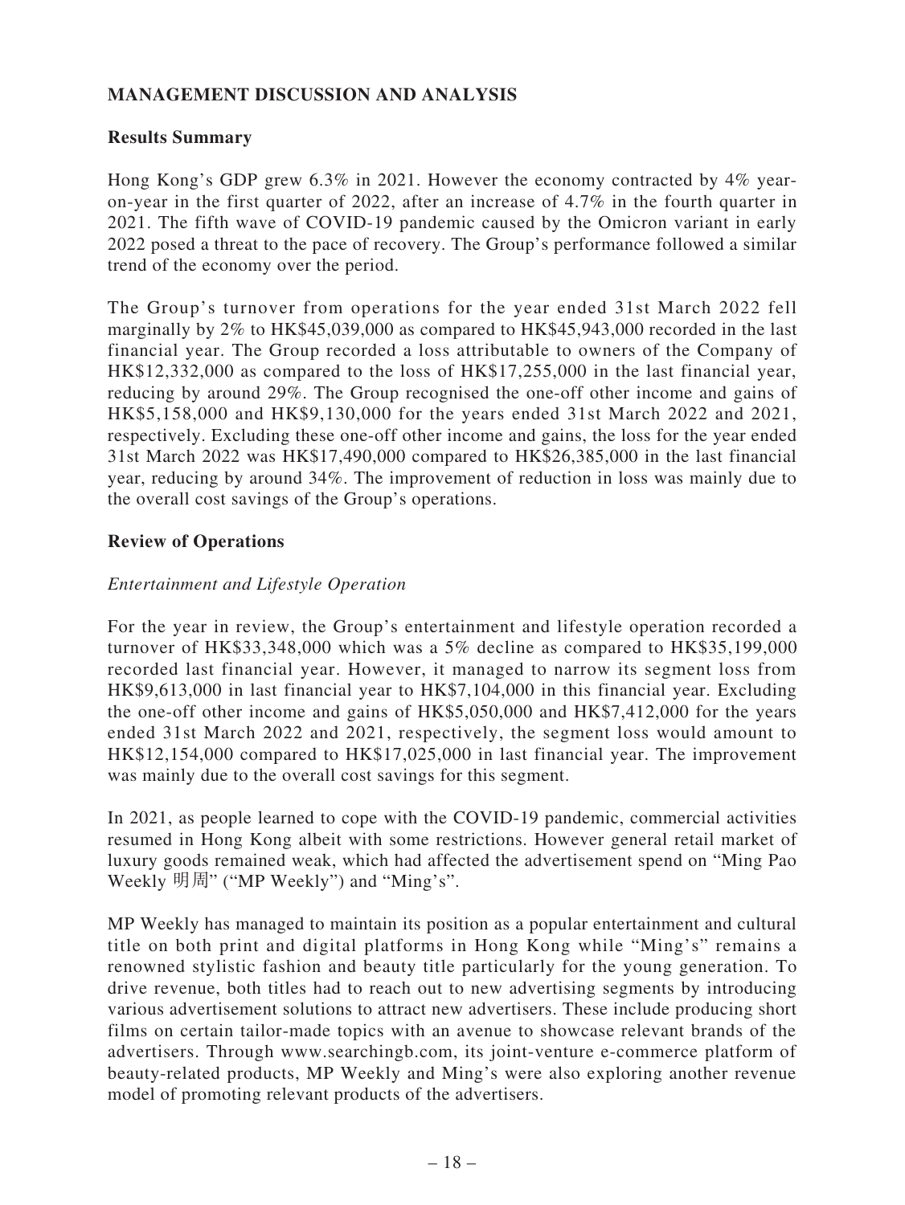## MANAGEMENT DISCUSSION AND ANALYSIS

### Results Summary

Hong Kong's GDP grew 6.3% in 2021. However the economy contracted by 4% year-on-year in the first quarter of 2022, after an increase of 4.7% in the fourth quarter in 2021. The fifth wave of COVID-19 pandemic caused by the Omicron variant in early 2022 posed a threat to the pace of recovery. The Group's performance followed a similar trend of the economy over the period.

The Group's turnover from operations for the year ended 31st March 2022 fell marginally by 2% to HK$45,039,000 as compared to HK$45,943,000 recorded in the last financial year. The Group recorded a loss attributable to owners of the Company of HK$12,332,000 as compared to the loss of HK$17,255,000 in the last financial year, reducing by around 29%. The Group recognised the one-off other income and gains of HK$5,158,000 and HK$9,130,000 for the years ended 31st March 2022 and 2021, respectively. Excluding these one-off other income and gains, the loss for the year ended 31st March 2022 was HK$17,490,000 compared to HK$26,385,000 in the last financial year, reducing by around 34%. The improvement of reduction in loss was mainly due to the overall cost savings of the Group's operations.

### Review of Operations

*Entertainment and Lifestyle Operation*

For the year in review, the Group's entertainment and lifestyle operation recorded a turnover of HK$33,348,000 which was a 5% decline as compared to HK$35,199,000 recorded last financial year. However, it managed to narrow its segment loss from HK$9,613,000 in last financial year to HK$7,104,000 in this financial year. Excluding the one-off other income and gains of HK$5,050,000 and HK$7,412,000 for the years ended 31st March 2022 and 2021, respectively, the segment loss would amount to HK$12,154,000 compared to HK$17,025,000 in last financial year. The improvement was mainly due to the overall cost savings for this segment.

In 2021, as people learned to cope with the COVID-19 pandemic, commercial activities resumed in Hong Kong albeit with some restrictions. However general retail market of luxury goods remained weak, which had affected the advertisement spend on "Ming Pao Weekly 明周" ("MP Weekly") and "Ming's".

MP Weekly has managed to maintain its position as a popular entertainment and cultural title on both print and digital platforms in Hong Kong while "Ming's" remains a renowned stylistic fashion and beauty title particularly for the young generation. To drive revenue, both titles had to reach out to new advertising segments by introducing various advertisement solutions to attract new advertisers. These include producing short films on certain tailor-made topics with an avenue to showcase relevant brands of the advertisers. Through www.searchingb.com, its joint-venture e-commerce platform of beauty-related products, MP Weekly and Ming's were also exploring another revenue model of promoting relevant products of the advertisers.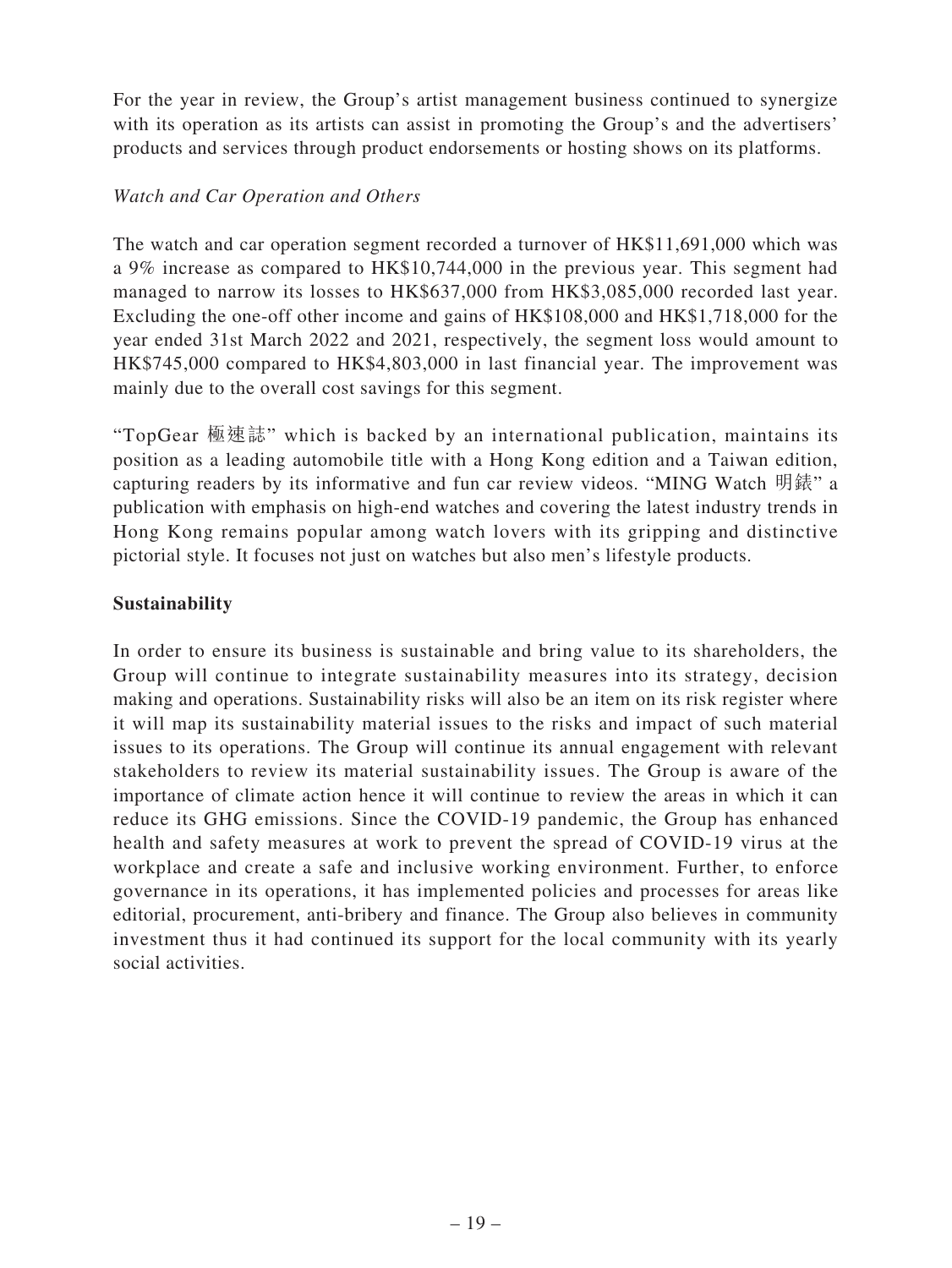For the year in review, the Group's artist management business continued to synergize with its operation as its artists can assist in promoting the Group's and the advertisers' products and services through product endorsements or hosting shows on its platforms.

*Watch and Car Operation and Others*

The watch and car operation segment recorded a turnover of HK$11,691,000 which was a 9% increase as compared to HK$10,744,000 in the previous year. This segment had managed to narrow its losses to HK$637,000 from HK$3,085,000 recorded last year. Excluding the one-off other income and gains of HK$108,000 and HK$1,718,000 for the year ended 31st March 2022 and 2021, respectively, the segment loss would amount to HK$745,000 compared to HK$4,803,000 in last financial year. The improvement was mainly due to the overall cost savings for this segment.

"TopGear 極速誌" which is backed by an international publication, maintains its position as a leading automobile title with a Hong Kong edition and a Taiwan edition, capturing readers by its informative and fun car review videos. "MING Watch 明錶" a publication with emphasis on high-end watches and covering the latest industry trends in Hong Kong remains popular among watch lovers with its gripping and distinctive pictorial style. It focuses not just on watches but also men's lifestyle products.

**Sustainability**

In order to ensure its business is sustainable and bring value to its shareholders, the Group will continue to integrate sustainability measures into its strategy, decision making and operations. Sustainability risks will also be an item on its risk register where it will map its sustainability material issues to the risks and impact of such material issues to its operations. The Group will continue its annual engagement with relevant stakeholders to review its material sustainability issues. The Group is aware of the importance of climate action hence it will continue to review the areas in which it can reduce its GHG emissions. Since the COVID-19 pandemic, the Group has enhanced health and safety measures at work to prevent the spread of COVID-19 virus at the workplace and create a safe and inclusive working environment. Further, to enforce governance in its operations, it has implemented policies and processes for areas like editorial, procurement, anti-bribery and finance. The Group also believes in community investment thus it had continued its support for the local community with its yearly social activities.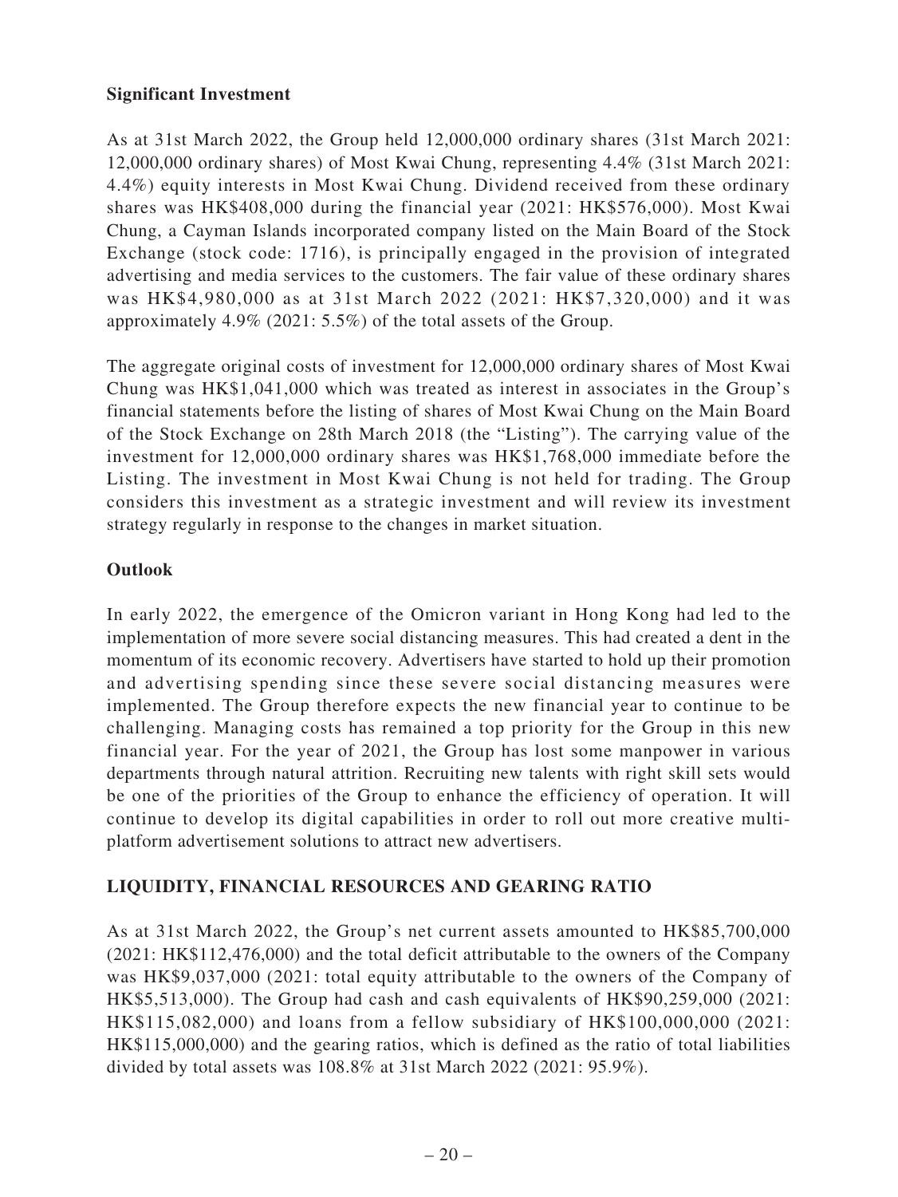**Significant Investment**

As at 31st March 2022, the Group held 12,000,000 ordinary shares (31st March 2021: 12,000,000 ordinary shares) of Most Kwai Chung, representing 4.4% (31st March 2021: 4.4%) equity interests in Most Kwai Chung. Dividend received from these ordinary shares was HK$408,000 during the financial year (2021: HK$576,000). Most Kwai Chung, a Cayman Islands incorporated company listed on the Main Board of the Stock Exchange (stock code: 1716), is principally engaged in the provision of integrated advertising and media services to the customers. The fair value of these ordinary shares was HK$4,980,000 as at 31st March 2022 (2021: HK$7,320,000) and it was approximately 4.9% (2021: 5.5%) of the total assets of the Group.

The aggregate original costs of investment for 12,000,000 ordinary shares of Most Kwai Chung was HK$1,041,000 which was treated as interest in associates in the Group's financial statements before the listing of shares of Most Kwai Chung on the Main Board of the Stock Exchange on 28th March 2018 (the "Listing"). The carrying value of the investment for 12,000,000 ordinary shares was HK$1,768,000 immediate before the Listing. The investment in Most Kwai Chung is not held for trading. The Group considers this investment as a strategic investment and will review its investment strategy regularly in response to the changes in market situation.

**Outlook**

In early 2022, the emergence of the Omicron variant in Hong Kong had led to the implementation of more severe social distancing measures. This had created a dent in the momentum of its economic recovery. Advertisers have started to hold up their promotion and advertising spending since these severe social distancing measures were implemented. The Group therefore expects the new financial year to continue to be challenging. Managing costs has remained a top priority for the Group in this new financial year. For the year of 2021, the Group has lost some manpower in various departments through natural attrition. Recruiting new talents with right skill sets would be one of the priorities of the Group to enhance the efficiency of operation. It will continue to develop its digital capabilities in order to roll out more creative multi-platform advertisement solutions to attract new advertisers.

## LIQUIDITY, FINANCIAL RESOURCES AND GEARING RATIO

As at 31st March 2022, the Group's net current assets amounted to HK$85,700,000 (2021: HK$112,476,000) and the total deficit attributable to the owners of the Company was HK$9,037,000 (2021: total equity attributable to the owners of the Company of HK$5,513,000). The Group had cash and cash equivalents of HK$90,259,000 (2021: HK$115,082,000) and loans from a fellow subsidiary of HK$100,000,000 (2021: HK$115,000,000) and the gearing ratios, which is defined as the ratio of total liabilities divided by total assets was 108.8% at 31st March 2022 (2021: 95.9%).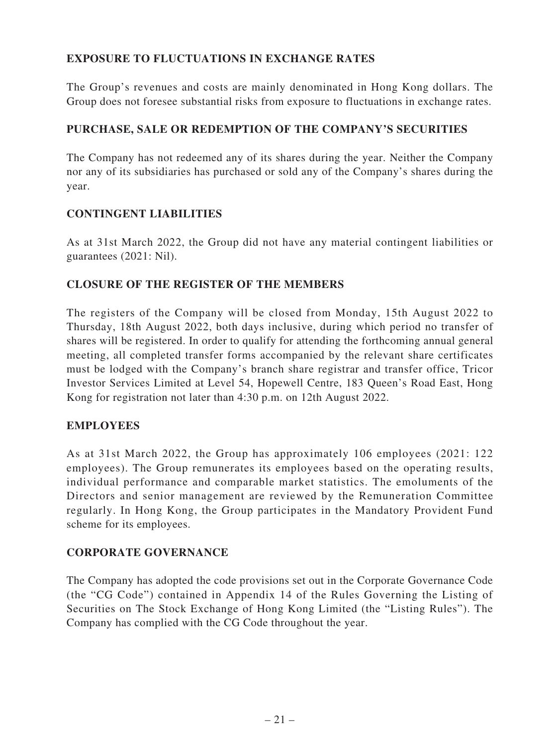## EXPOSURE TO FLUCTUATIONS IN EXCHANGE RATES

The Group's revenues and costs are mainly denominated in Hong Kong dollars. The Group does not foresee substantial risks from exposure to fluctuations in exchange rates.

## PURCHASE, SALE OR REDEMPTION OF THE COMPANY'S SECURITIES

The Company has not redeemed any of its shares during the year. Neither the Company nor any of its subsidiaries has purchased or sold any of the Company's shares during the year.

## CONTINGENT LIABILITIES

As at 31st March 2022, the Group did not have any material contingent liabilities or guarantees (2021: Nil).

## CLOSURE OF THE REGISTER OF THE MEMBERS

The registers of the Company will be closed from Monday, 15th August 2022 to Thursday, 18th August 2022, both days inclusive, during which period no transfer of shares will be registered. In order to qualify for attending the forthcoming annual general meeting, all completed transfer forms accompanied by the relevant share certificates must be lodged with the Company's branch share registrar and transfer office, Tricor Investor Services Limited at Level 54, Hopewell Centre, 183 Queen's Road East, Hong Kong for registration not later than 4:30 p.m. on 12th August 2022.

## EMPLOYEES

As at 31st March 2022, the Group has approximately 106 employees (2021: 122 employees). The Group remunerates its employees based on the operating results, individual performance and comparable market statistics. The emoluments of the Directors and senior management are reviewed by the Remuneration Committee regularly. In Hong Kong, the Group participates in the Mandatory Provident Fund scheme for its employees.

## CORPORATE GOVERNANCE

The Company has adopted the code provisions set out in the Corporate Governance Code (the "CG Code") contained in Appendix 14 of the Rules Governing the Listing of Securities on The Stock Exchange of Hong Kong Limited (the "Listing Rules"). The Company has complied with the CG Code throughout the year.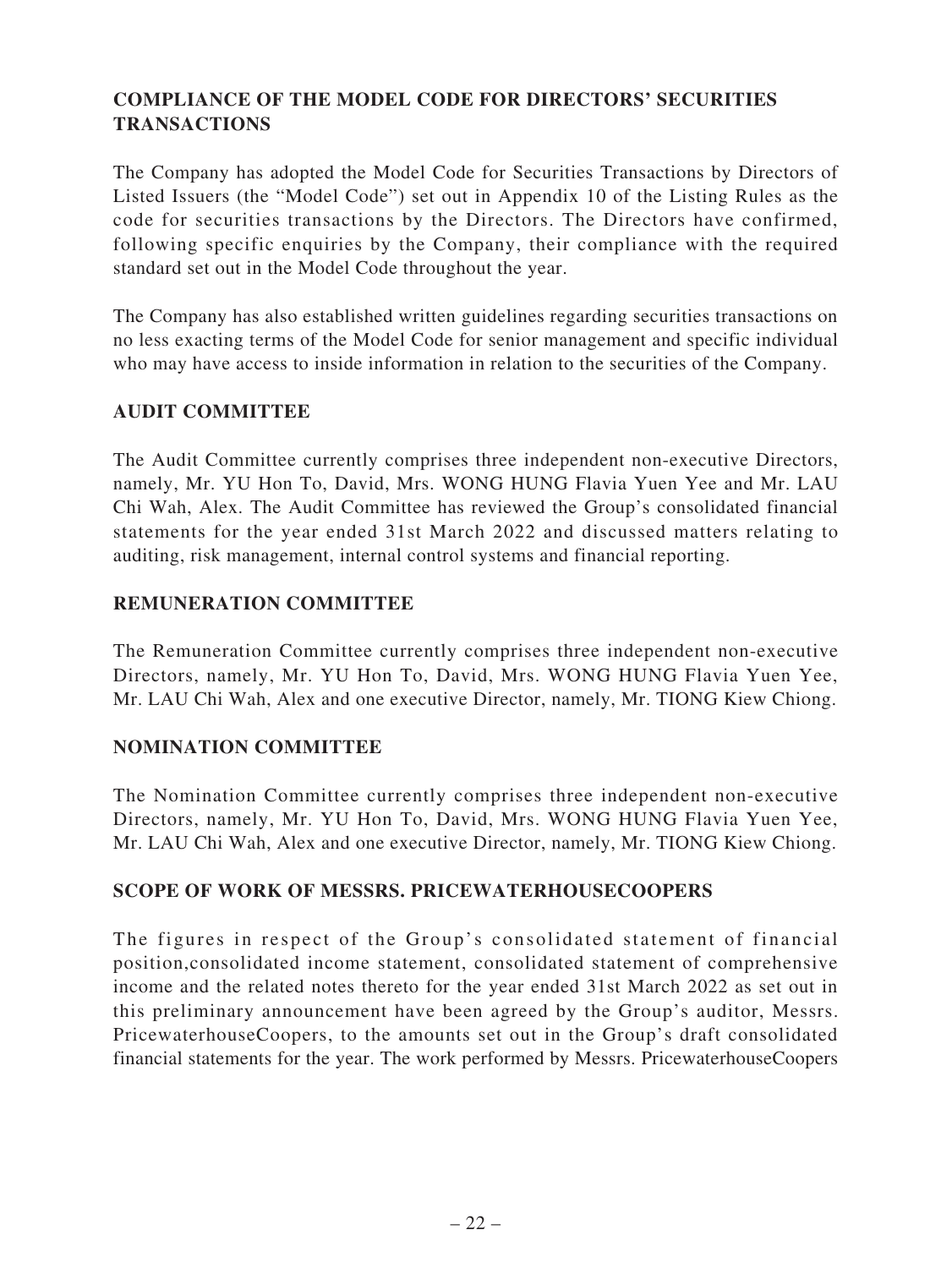## COMPLIANCE OF THE MODEL CODE FOR DIRECTORS' SECURITIES TRANSACTIONS

The Company has adopted the Model Code for Securities Transactions by Directors of Listed Issuers (the "Model Code") set out in Appendix 10 of the Listing Rules as the code for securities transactions by the Directors. The Directors have confirmed, following specific enquiries by the Company, their compliance with the required standard set out in the Model Code throughout the year.

The Company has also established written guidelines regarding securities transactions on no less exacting terms of the Model Code for senior management and specific individual who may have access to inside information in relation to the securities of the Company.

## AUDIT COMMITTEE

The Audit Committee currently comprises three independent non-executive Directors, namely, Mr. YU Hon To, David, Mrs. WONG HUNG Flavia Yuen Yee and Mr. LAU Chi Wah, Alex. The Audit Committee has reviewed the Group's consolidated financial statements for the year ended 31st March 2022 and discussed matters relating to auditing, risk management, internal control systems and financial reporting.

## REMUNERATION COMMITTEE

The Remuneration Committee currently comprises three independent non-executive Directors, namely, Mr. YU Hon To, David, Mrs. WONG HUNG Flavia Yuen Yee, Mr. LAU Chi Wah, Alex and one executive Director, namely, Mr. TIONG Kiew Chiong.

## NOMINATION COMMITTEE

The Nomination Committee currently comprises three independent non-executive Directors, namely, Mr. YU Hon To, David, Mrs. WONG HUNG Flavia Yuen Yee, Mr. LAU Chi Wah, Alex and one executive Director, namely, Mr. TIONG Kiew Chiong.

## SCOPE OF WORK OF MESSRS. PRICEWATERHOUSECOOPERS

The figures in respect of the Group's consolidated statement of financial position,consolidated income statement, consolidated statement of comprehensive income and the related notes thereto for the year ended 31st March 2022 as set out in this preliminary announcement have been agreed by the Group's auditor, Messrs. PricewaterhouseCoopers, to the amounts set out in the Group's draft consolidated financial statements for the year. The work performed by Messrs. PricewaterhouseCoopers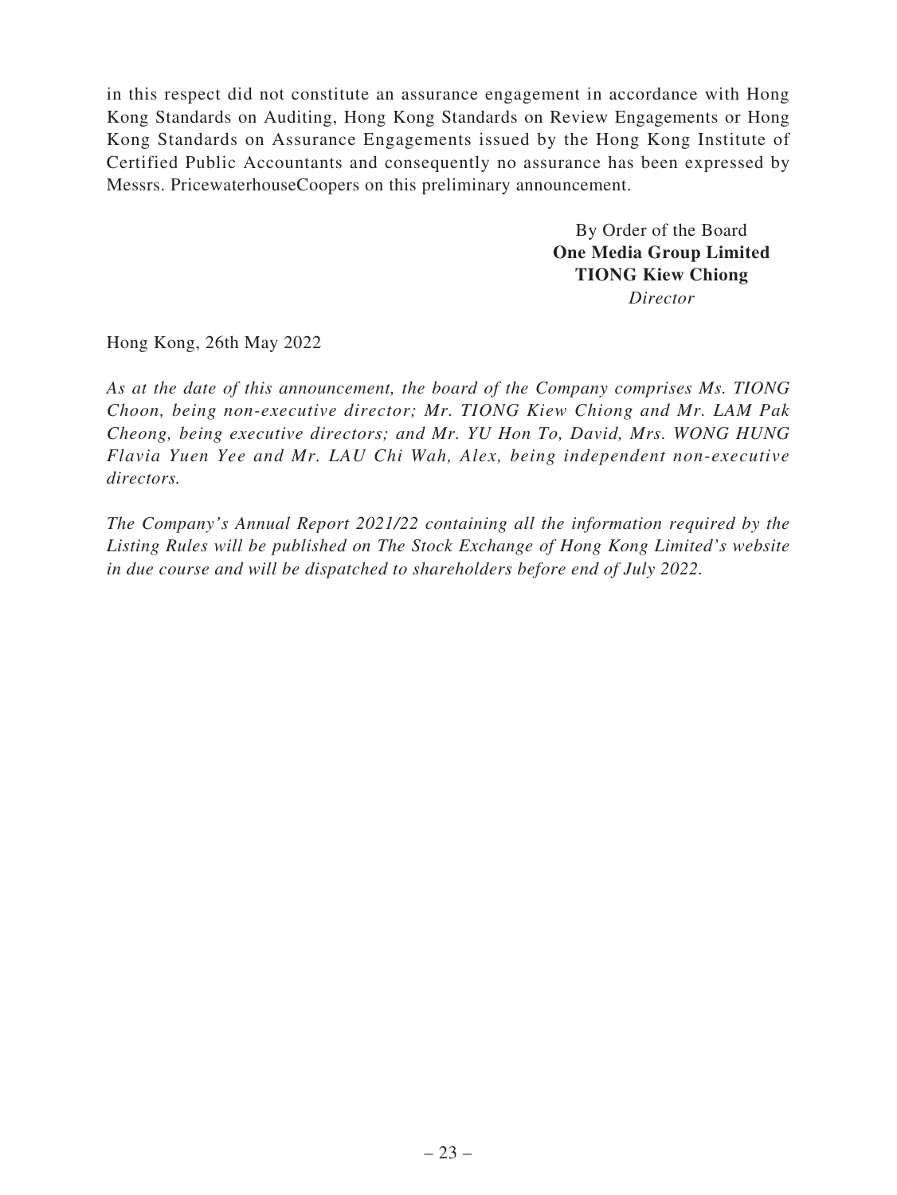in this respect did not constitute an assurance engagement in accordance with Hong Kong Standards on Auditing, Hong Kong Standards on Review Engagements or Hong Kong Standards on Assurance Engagements issued by the Hong Kong Institute of Certified Public Accountants and consequently no assurance has been expressed by Messrs. PricewaterhouseCoopers on this preliminary announcement.

By Order of the Board
**One Media Group Limited**
**TIONG Kiew Chiong**
*Director*

Hong Kong, 26th May 2022

*As at the date of this announcement, the board of the Company comprises Ms. TIONG Choon, being non-executive director; Mr. TIONG Kiew Chiong and Mr. LAM Pak Cheong, being executive directors; and Mr. YU Hon To, David, Mrs. WONG HUNG Flavia Yuen Yee and Mr. LAU Chi Wah, Alex, being independent non-executive directors.*

*The Company's Annual Report 2021/22 containing all the information required by the Listing Rules will be published on The Stock Exchange of Hong Kong Limited's website in due course and will be dispatched to shareholders before end of July 2022.*